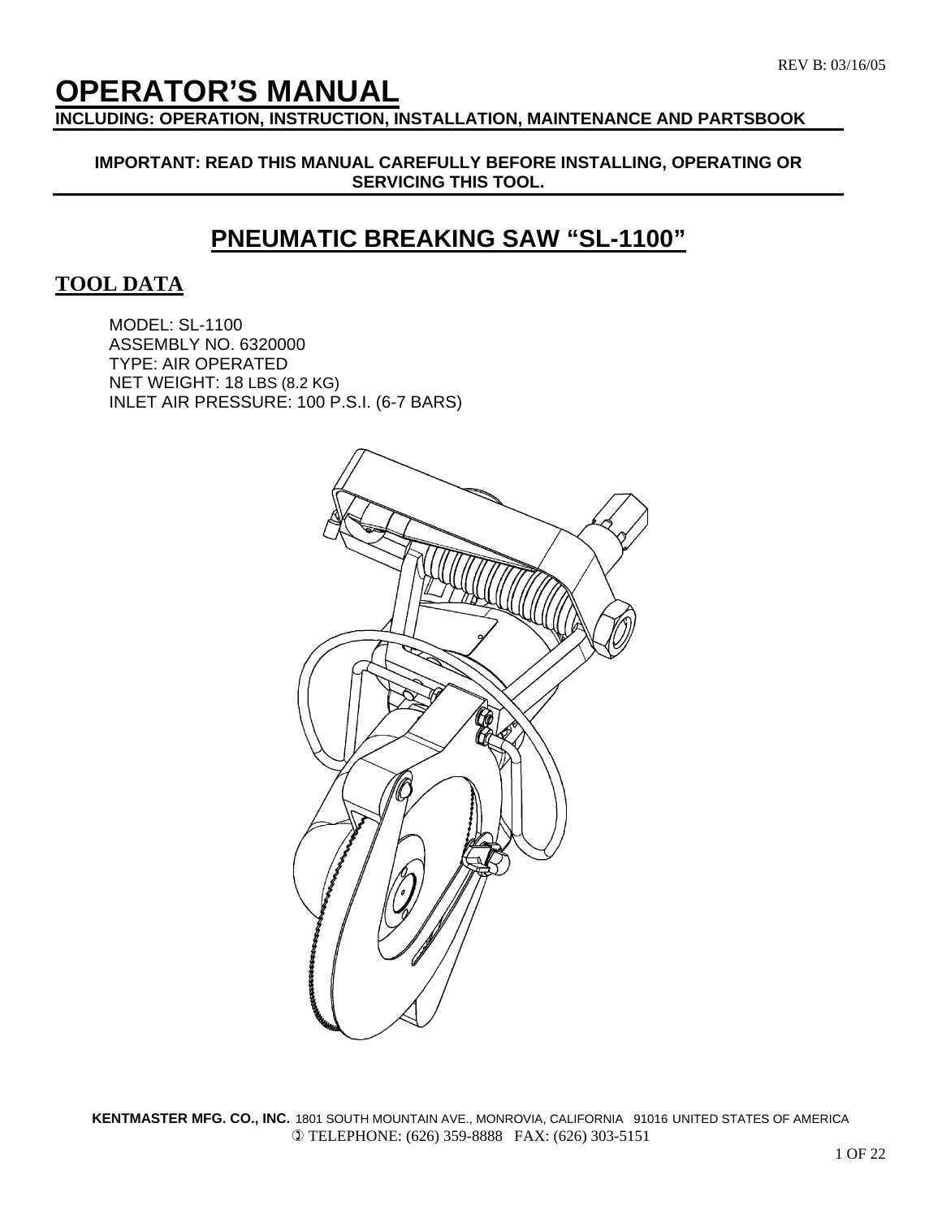REV B: 03/16/05

# OPERATOR'S MANUAL

**INCLUDING: OPERATION, INSTRUCTION, INSTALLATION, MAINTENANCE AND PARTSBOOK**

**IMPORTANT: READ THIS MANUAL CAREFULLY BEFORE INSTALLING, OPERATING OR SERVICING THIS TOOL.**

## PNEUMATIC BREAKING SAW "SL-1100"

## TOOL DATA

MODEL: SL-1100
ASSEMBLY NO. 6320000
TYPE: AIR OPERATED
NET WEIGHT: 18 LBS (8.2 KG)
INLET AIR PRESSURE: 100 P.S.I. (6-7 BARS)

**KENTMASTER MFG. CO., INC.** 1801 SOUTH MOUNTAIN AVE., MONROVIA, CALIFORNIA 91016 UNITED STATES OF AMERICA
TELEPHONE: (626) 359-8888 FAX: (626) 303-5151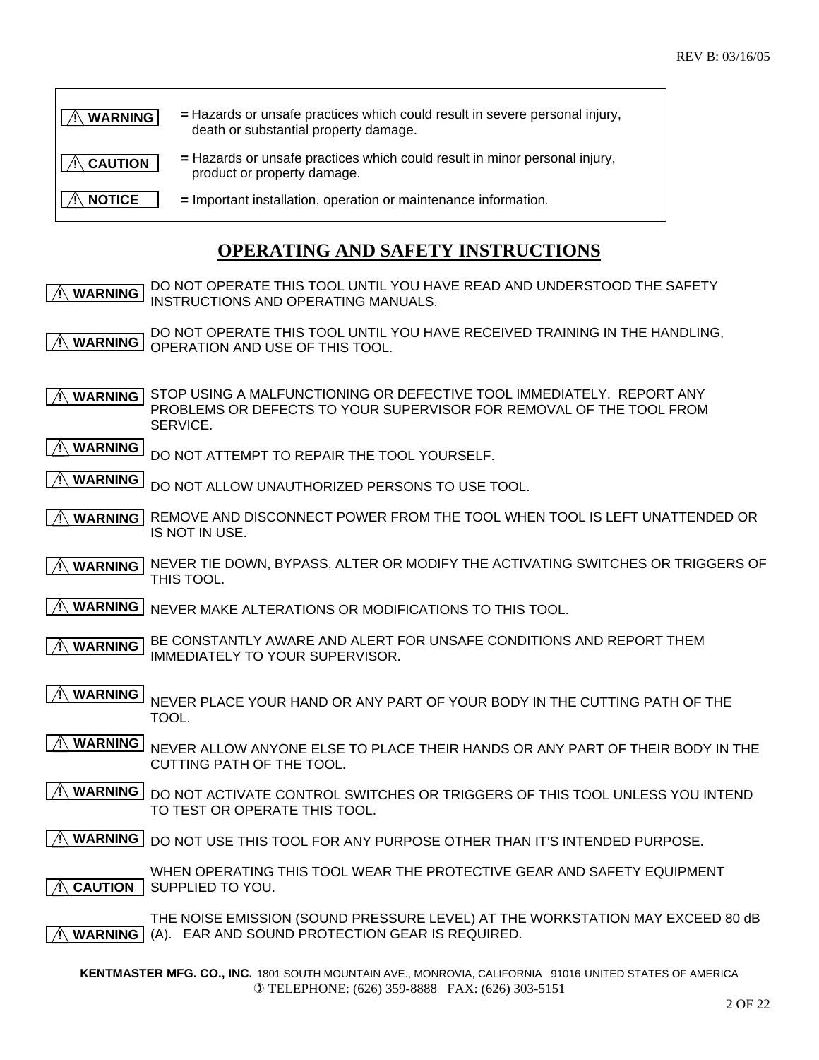| | |
|---|---|
| ⚠ **WARNING** | **=** Hazards or unsafe practices which could result in severe personal injury, death or substantial property damage. |
| ⚠ **CAUTION** | **=** Hazards or unsafe practices which could result in minor personal injury, product or property damage. |
| ⚠ **NOTICE** | **=** Important installation, operation or maintenance information. |

# OPERATING AND SAFETY INSTRUCTIONS

⚠ **WARNING** DO NOT OPERATE THIS TOOL UNTIL YOU HAVE READ AND UNDERSTOOD THE SAFETY INSTRUCTIONS AND OPERATING MANUALS.

⚠ **WARNING** DO NOT OPERATE THIS TOOL UNTIL YOU HAVE RECEIVED TRAINING IN THE HANDLING, OPERATION AND USE OF THIS TOOL.

⚠ **WARNING** STOP USING A MALFUNCTIONING OR DEFECTIVE TOOL IMMEDIATELY. REPORT ANY PROBLEMS OR DEFECTS TO YOUR SUPERVISOR FOR REMOVAL OF THE TOOL FROM SERVICE.

⚠ **WARNING** DO NOT ATTEMPT TO REPAIR THE TOOL YOURSELF.

⚠ **WARNING** DO NOT ALLOW UNAUTHORIZED PERSONS TO USE TOOL.

⚠ **WARNING** REMOVE AND DISCONNECT POWER FROM THE TOOL WHEN TOOL IS LEFT UNATTENDED OR IS NOT IN USE.

⚠ **WARNING** NEVER TIE DOWN, BYPASS, ALTER OR MODIFY THE ACTIVATING SWITCHES OR TRIGGERS OF THIS TOOL.

⚠ **WARNING** NEVER MAKE ALTERATIONS OR MODIFICATIONS TO THIS TOOL.

⚠ **WARNING** BE CONSTANTLY AWARE AND ALERT FOR UNSAFE CONDITIONS AND REPORT THEM IMMEDIATELY TO YOUR SUPERVISOR.

⚠ **WARNING** NEVER PLACE YOUR HAND OR ANY PART OF YOUR BODY IN THE CUTTING PATH OF THE TOOL.

⚠ **WARNING** NEVER ALLOW ANYONE ELSE TO PLACE THEIR HANDS OR ANY PART OF THEIR BODY IN THE CUTTING PATH OF THE TOOL.

⚠ **WARNING** DO NOT ACTIVATE CONTROL SWITCHES OR TRIGGERS OF THIS TOOL UNLESS YOU INTEND TO TEST OR OPERATE THIS TOOL.

⚠ **WARNING** DO NOT USE THIS TOOL FOR ANY PURPOSE OTHER THAN IT'S INTENDED PURPOSE.

⚠ **CAUTION** WHEN OPERATING THIS TOOL WEAR THE PROTECTIVE GEAR AND SAFETY EQUIPMENT SUPPLIED TO YOU.

⚠ **WARNING** THE NOISE EMISSION (SOUND PRESSURE LEVEL) AT THE WORKSTATION MAY EXCEED 80 dB (A). EAR AND SOUND PROTECTION GEAR IS REQUIRED.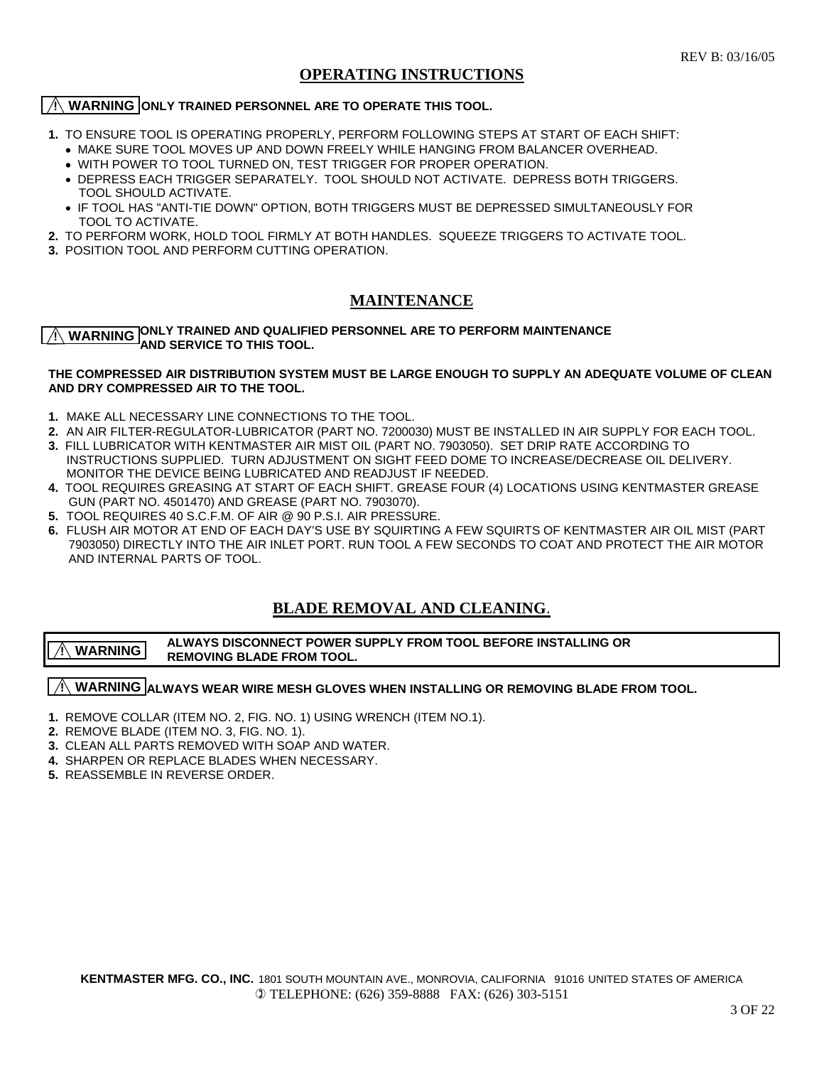REV B: 03/16/05

## OPERATING INSTRUCTIONS

**⚠ WARNING ONLY TRAINED PERSONNEL ARE TO OPERATE THIS TOOL.**

1. TO ENSURE TOOL IS OPERATING PROPERLY, PERFORM FOLLOWING STEPS AT START OF EACH SHIFT:
   - MAKE SURE TOOL MOVES UP AND DOWN FREELY WHILE HANGING FROM BALANCER OVERHEAD.
   - WITH POWER TO TOOL TURNED ON, TEST TRIGGER FOR PROPER OPERATION.
   - DEPRESS EACH TRIGGER SEPARATELY. TOOL SHOULD NOT ACTIVATE. DEPRESS BOTH TRIGGERS. TOOL SHOULD ACTIVATE.
   - IF TOOL HAS "ANTI-TIE DOWN" OPTION, BOTH TRIGGERS MUST BE DEPRESSED SIMULTANEOUSLY FOR TOOL TO ACTIVATE.
2. TO PERFORM WORK, HOLD TOOL FIRMLY AT BOTH HANDLES. SQUEEZE TRIGGERS TO ACTIVATE TOOL.
3. POSITION TOOL AND PERFORM CUTTING OPERATION.

## MAINTENANCE

**⚠ WARNING ONLY TRAINED AND QUALIFIED PERSONNEL ARE TO PERFORM MAINTENANCE AND SERVICE TO THIS TOOL.**

**THE COMPRESSED AIR DISTRIBUTION SYSTEM MUST BE LARGE ENOUGH TO SUPPLY AN ADEQUATE VOLUME OF CLEAN AND DRY COMPRESSED AIR TO THE TOOL.**

1. MAKE ALL NECESSARY LINE CONNECTIONS TO THE TOOL.
2. AN AIR FILTER-REGULATOR-LUBRICATOR (PART NO. 7200030) MUST BE INSTALLED IN AIR SUPPLY FOR EACH TOOL.
3. FILL LUBRICATOR WITH KENTMASTER AIR MIST OIL (PART NO. 7903050). SET DRIP RATE ACCORDING TO INSTRUCTIONS SUPPLIED. TURN ADJUSTMENT ON SIGHT FEED DOME TO INCREASE/DECREASE OIL DELIVERY. MONITOR THE DEVICE BEING LUBRICATED AND READJUST IF NEEDED.
4. TOOL REQUIRES GREASING AT START OF EACH SHIFT. GREASE FOUR (4) LOCATIONS USING KENTMASTER GREASE GUN (PART NO. 4501470) AND GREASE (PART NO. 7903070).
5. TOOL REQUIRES 40 S.C.F.M. OF AIR @ 90 P.S.I. AIR PRESSURE.
6. FLUSH AIR MOTOR AT END OF EACH DAY'S USE BY SQUIRTING A FEW SQUIRTS OF KENTMASTER AIR OIL MIST (PART 7903050) DIRECTLY INTO THE AIR INLET PORT. RUN TOOL A FEW SECONDS TO COAT AND PROTECT THE AIR MOTOR AND INTERNAL PARTS OF TOOL.

## BLADE REMOVAL AND CLEANING.

**⚠ WARNING ALWAYS DISCONNECT POWER SUPPLY FROM TOOL BEFORE INSTALLING OR REMOVING BLADE FROM TOOL.**

**⚠ WARNING ALWAYS WEAR WIRE MESH GLOVES WHEN INSTALLING OR REMOVING BLADE FROM TOOL.**

1. REMOVE COLLAR (ITEM NO. 2, FIG. NO. 1) USING WRENCH (ITEM NO.1).
2. REMOVE BLADE (ITEM NO. 3, FIG. NO. 1).
3. CLEAN ALL PARTS REMOVED WITH SOAP AND WATER.
4. SHARPEN OR REPLACE BLADES WHEN NECESSARY.
5. REASSEMBLE IN REVERSE ORDER.

**KENTMASTER MFG. CO., INC.** 1801 SOUTH MOUNTAIN AVE., MONROVIA, CALIFORNIA 91016 UNITED STATES OF AMERICA
TELEPHONE: (626) 359-8888 FAX: (626) 303-5151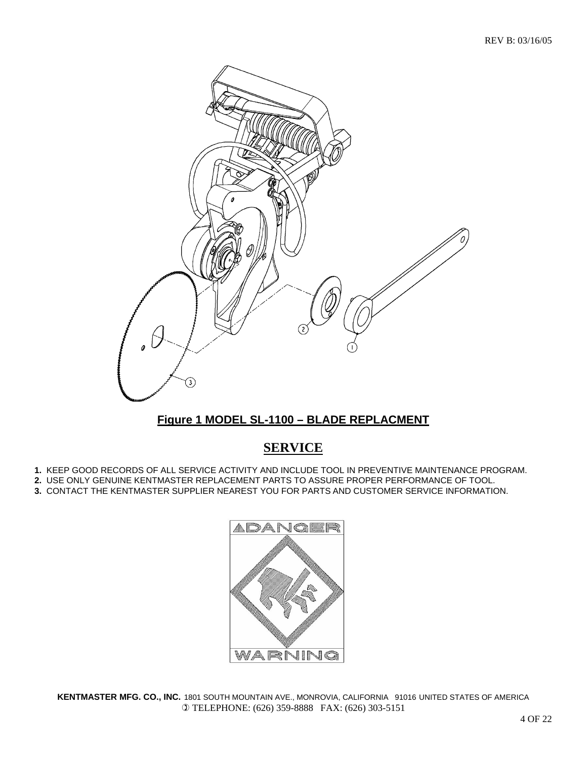Figure 1 MODEL SL-1100 – BLADE REPLACMENT

# SERVICE

1. KEEP GOOD RECORDS OF ALL SERVICE ACTIVITY AND INCLUDE TOOL IN PREVENTIVE MAINTENANCE PROGRAM.
2. USE ONLY GENUINE KENTMASTER REPLACEMENT PARTS TO ASSURE PROPER PERFORMANCE OF TOOL.
3. CONTACT THE KENTMASTER SUPPLIER NEAREST YOU FOR PARTS AND CUSTOMER SERVICE INFORMATION.

DANGER

WARNING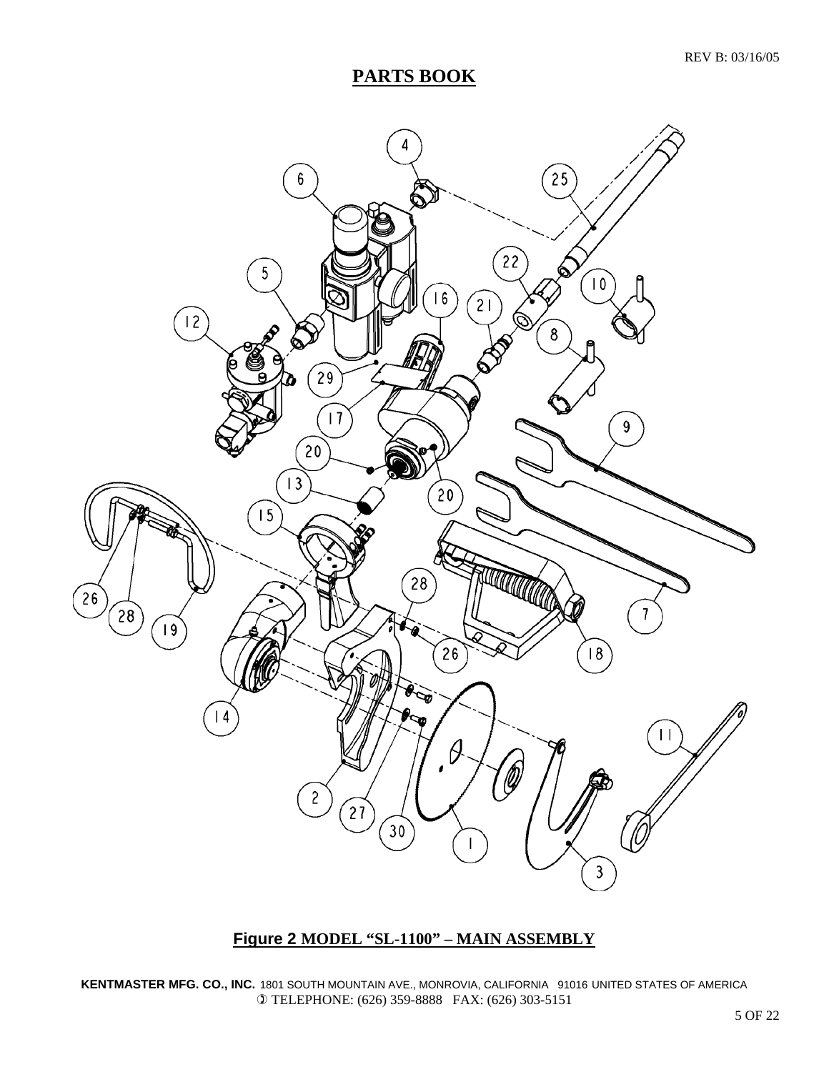# PARTS BOOK

**Figure 2 MODEL "SL-1100" – MAIN ASSEMBLY**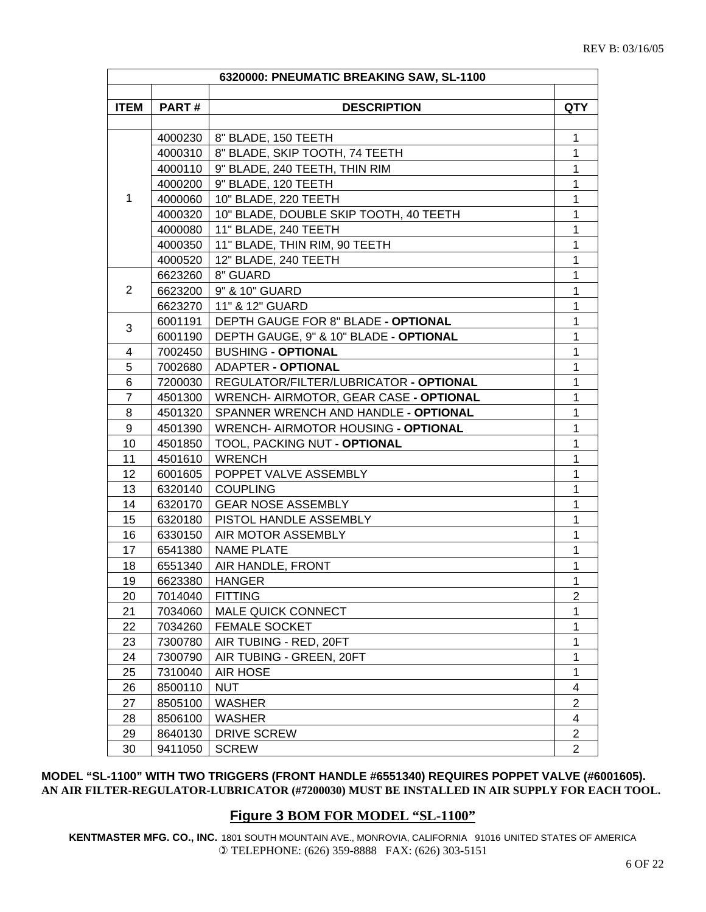| 6320000: PNEUMATIC BREAKING SAW, SL-1100 | | | |
|---|---|---|---|
| **ITEM** | **PART #** | **DESCRIPTION** | **QTY** |
| 1 | 4000230 | 8" BLADE, 150 TEETH | 1 |
| | 4000310 | 8" BLADE, SKIP TOOTH, 74 TEETH | 1 |
| | 4000110 | 9" BLADE, 240 TEETH, THIN RIM | 1 |
| | 4000200 | 9" BLADE, 120 TEETH | 1 |
| | 4000060 | 10" BLADE, 220 TEETH | 1 |
| | 4000320 | 10" BLADE, DOUBLE SKIP TOOTH, 40 TEETH | 1 |
| | 4000080 | 11" BLADE, 240 TEETH | 1 |
| | 4000350 | 11" BLADE, THIN RIM, 90 TEETH | 1 |
| | 4000520 | 12" BLADE, 240 TEETH | 1 |
| 2 | 6623260 | 8" GUARD | 1 |
| | 6623200 | 9" & 10" GUARD | 1 |
| | 6623270 | 11" & 12" GUARD | 1 |
| 3 | 6001191 | DEPTH GAUGE FOR 8" BLADE **- OPTIONAL** | 1 |
| | 6001190 | DEPTH GAUGE, 9" & 10" BLADE **- OPTIONAL** | 1 |
| 4 | 7002450 | BUSHING **- OPTIONAL** | 1 |
| 5 | 7002680 | ADAPTER **- OPTIONAL** | 1 |
| 6 | 7200030 | REGULATOR/FILTER/LUBRICATOR **- OPTIONAL** | 1 |
| 7 | 4501300 | WRENCH- AIRMOTOR, GEAR CASE **- OPTIONAL** | 1 |
| 8 | 4501320 | SPANNER WRENCH AND HANDLE **- OPTIONAL** | 1 |
| 9 | 4501390 | WRENCH- AIRMOTOR HOUSING **- OPTIONAL** | 1 |
| 10 | 4501850 | TOOL, PACKING NUT **- OPTIONAL** | 1 |
| 11 | 4501610 | WRENCH | 1 |
| 12 | 6001605 | POPPET VALVE ASSEMBLY | 1 |
| 13 | 6320140 | COUPLING | 1 |
| 14 | 6320170 | GEAR NOSE ASSEMBLY | 1 |
| 15 | 6320180 | PISTOL HANDLE ASSEMBLY | 1 |
| 16 | 6330150 | AIR MOTOR ASSEMBLY | 1 |
| 17 | 6541380 | NAME PLATE | 1 |
| 18 | 6551340 | AIR HANDLE, FRONT | 1 |
| 19 | 6623380 | HANGER | 1 |
| 20 | 7014040 | FITTING | 2 |
| 21 | 7034060 | MALE QUICK CONNECT | 1 |
| 22 | 7034260 | FEMALE SOCKET | 1 |
| 23 | 7300780 | AIR TUBING - RED, 20FT | 1 |
| 24 | 7300790 | AIR TUBING - GREEN, 20FT | 1 |
| 25 | 7310040 | AIR HOSE | 1 |
| 26 | 8500110 | NUT | 4 |
| 27 | 8505100 | WASHER | 2 |
| 28 | 8506100 | WASHER | 4 |
| 29 | 8640130 | DRIVE SCREW | 2 |
| 30 | 9411050 | SCREW | 2 |

**MODEL "SL-1100" WITH TWO TRIGGERS (FRONT HANDLE #6551340) REQUIRES POPPET VALVE (#6001605).**
**AN AIR FILTER-REGULATOR-LUBRICATOR (#7200030) MUST BE INSTALLED IN AIR SUPPLY FOR EACH TOOL.**

**Figure 3 BOM FOR MODEL "SL-1100"**

**KENTMASTER MFG. CO., INC.** 1801 SOUTH MOUNTAIN AVE., MONROVIA, CALIFORNIA 91016 UNITED STATES OF AMERICA
TELEPHONE: (626) 359-8888 FAX: (626) 303-5151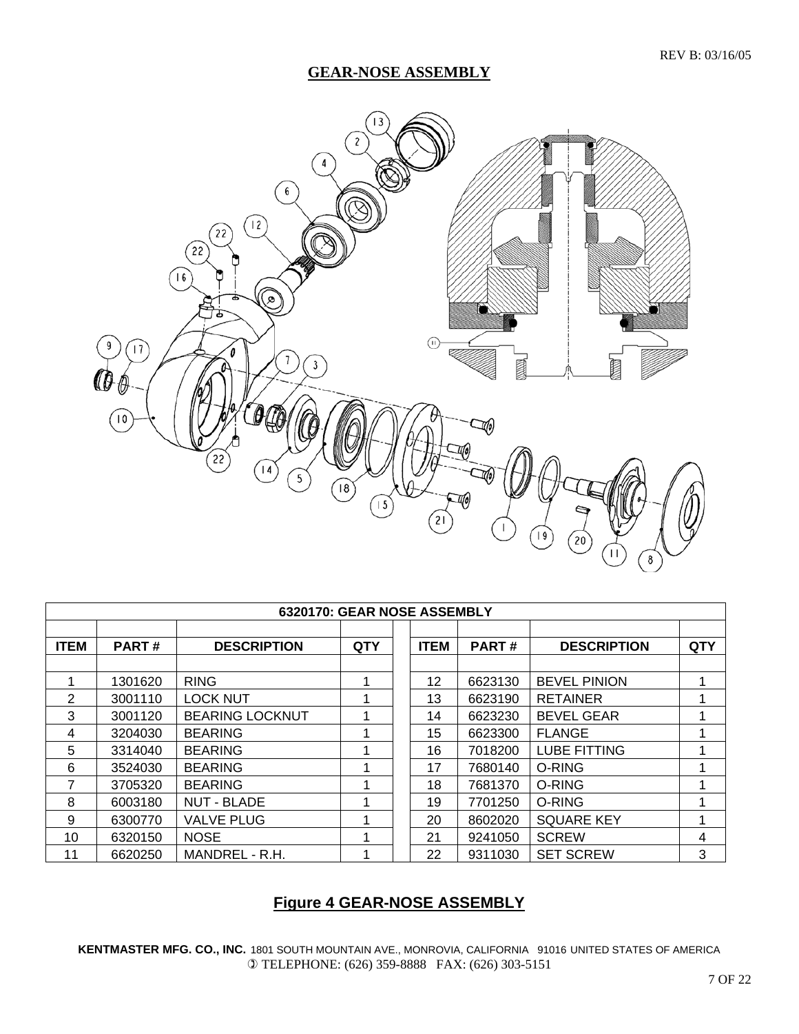# GEAR-NOSE ASSEMBLY

| 6320170: GEAR NOSE ASSEMBLY | | | | | | | |
|---|---|---|---|---|---|---|---|
| **ITEM** | **PART #** | **DESCRIPTION** | **QTY** | **ITEM** | **PART #** | **DESCRIPTION** | **QTY** |
| 1 | 1301620 | RING | 1 | 12 | 6623130 | BEVEL PINION | 1 |
| 2 | 3001110 | LOCK NUT | 1 | 13 | 6623190 | RETAINER | 1 |
| 3 | 3001120 | BEARING LOCKNUT | 1 | 14 | 6623230 | BEVEL GEAR | 1 |
| 4 | 3204030 | BEARING | 1 | 15 | 6623300 | FLANGE | 1 |
| 5 | 3314040 | BEARING | 1 | 16 | 7018200 | LUBE FITTING | 1 |
| 6 | 3524030 | BEARING | 1 | 17 | 7680140 | O-RING | 1 |
| 7 | 3705320 | BEARING | 1 | 18 | 7681370 | O-RING | 1 |
| 8 | 6003180 | NUT - BLADE | 1 | 19 | 7701250 | O-RING | 1 |
| 9 | 6300770 | VALVE PLUG | 1 | 20 | 8602020 | SQUARE KEY | 1 |
| 10 | 6320150 | NOSE | 1 | 21 | 9241050 | SCREW | 4 |
| 11 | 6620250 | MANDREL - R.H. | 1 | 22 | 9311030 | SET SCREW | 3 |

**Figure 4 GEAR-NOSE ASSEMBLY**

**KENTMASTER MFG. CO., INC.** 1801 SOUTH MOUNTAIN AVE., MONROVIA, CALIFORNIA 91016 UNITED STATES OF AMERICA
TELEPHONE: (626) 359-8888 FAX: (626) 303-5151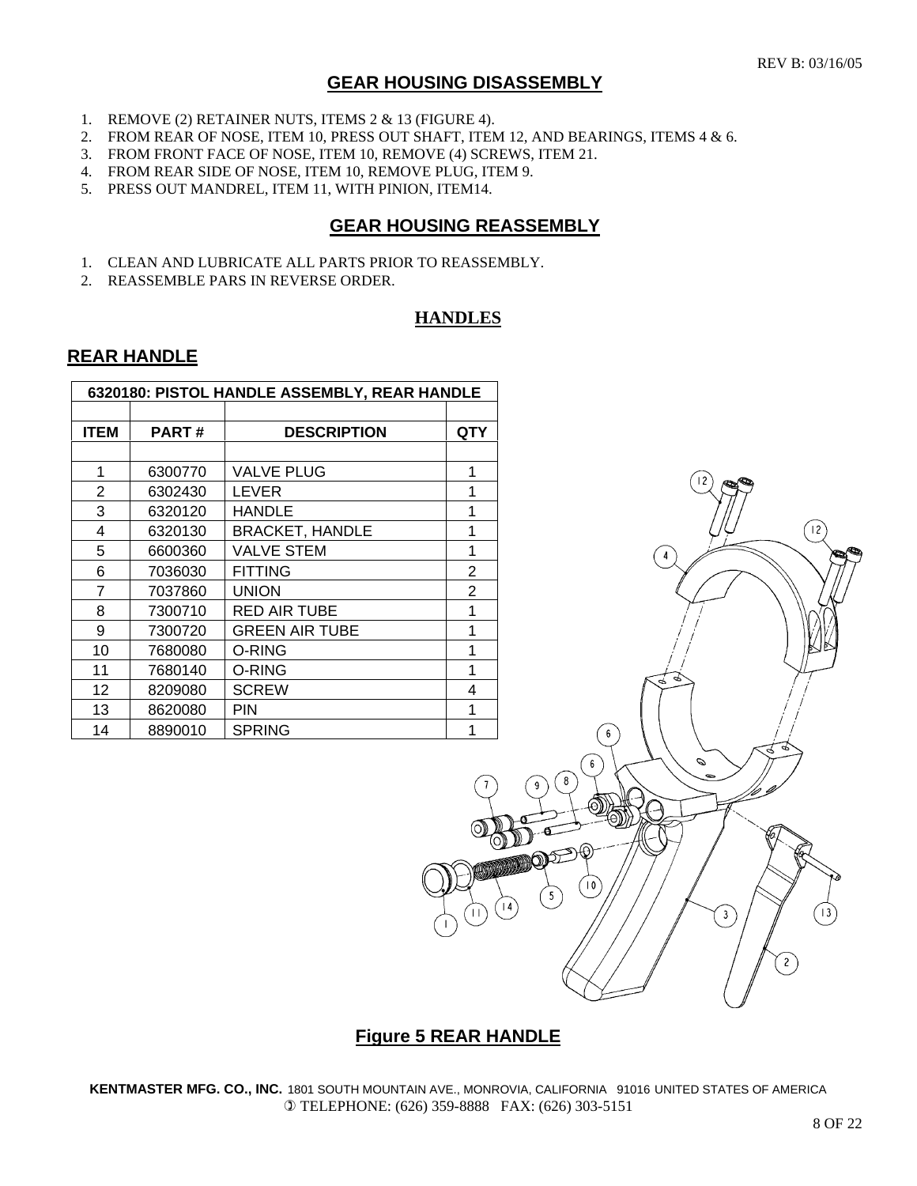## GEAR HOUSING DISASSEMBLY

1. REMOVE (2) RETAINER NUTS, ITEMS 2 & 13 (FIGURE 4).
2. FROM REAR OF NOSE, ITEM 10, PRESS OUT SHAFT, ITEM 12, AND BEARINGS, ITEMS 4 & 6.
3. FROM FRONT FACE OF NOSE, ITEM 10, REMOVE (4) SCREWS, ITEM 21.
4. FROM REAR SIDE OF NOSE, ITEM 10, REMOVE PLUG, ITEM 9.
5. PRESS OUT MANDREL, ITEM 11, WITH PINION, ITEM14.

## GEAR HOUSING REASSEMBLY

1. CLEAN AND LUBRICATE ALL PARTS PRIOR TO REASSEMBLY.
2. REASSEMBLE PARS IN REVERSE ORDER.

## HANDLES

### REAR HANDLE

| 6320180: PISTOL HANDLE ASSEMBLY, REAR HANDLE | | | |
|---|---|---|---|
| ITEM | PART # | DESCRIPTION | QTY |
| 1 | 6300770 | VALVE PLUG | 1 |
| 2 | 6302430 | LEVER | 1 |
| 3 | 6320120 | HANDLE | 1 |
| 4 | 6320130 | BRACKET, HANDLE | 1 |
| 5 | 6600360 | VALVE STEM | 1 |
| 6 | 7036030 | FITTING | 2 |
| 7 | 7037860 | UNION | 2 |
| 8 | 7300710 | RED AIR TUBE | 1 |
| 9 | 7300720 | GREEN AIR TUBE | 1 |
| 10 | 7680080 | O-RING | 1 |
| 11 | 7680140 | O-RING | 1 |
| 12 | 8209080 | SCREW | 4 |
| 13 | 8620080 | PIN | 1 |
| 14 | 8890010 | SPRING | 1 |

**Figure 5 REAR HANDLE**

**KENTMASTER MFG. CO., INC.** 1801 SOUTH MOUNTAIN AVE., MONROVIA, CALIFORNIA 91016 UNITED STATES OF AMERICA
TELEPHONE: (626) 359-8888 FAX: (626) 303-5151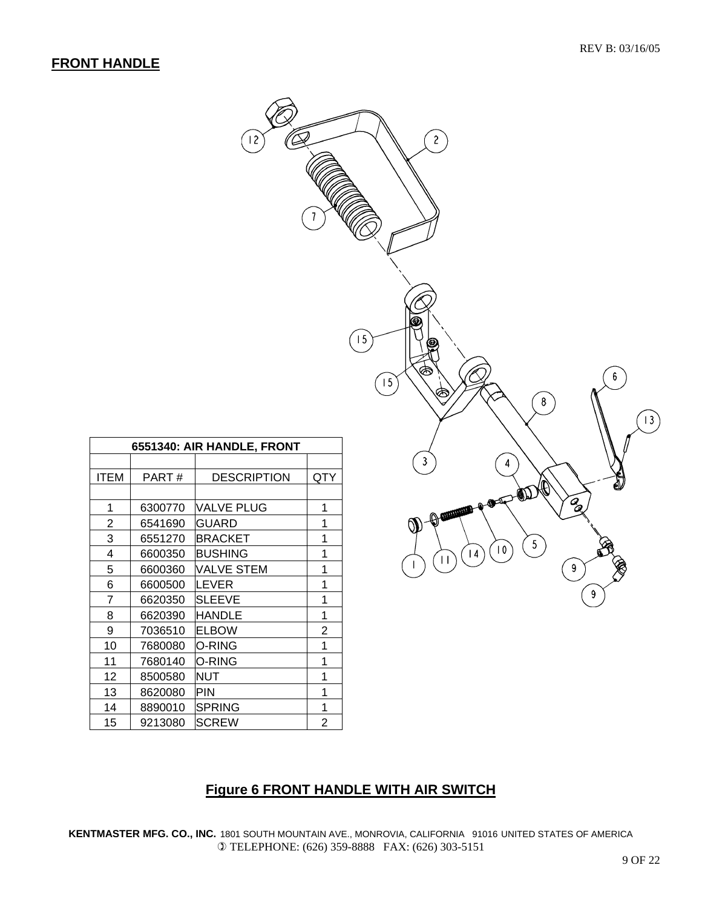## FRONT HANDLE

| 6551340: AIR HANDLE, FRONT | | | |
|---|---|---|---|
| ITEM | PART # | DESCRIPTION | QTY |
| 1 | 6300770 | VALVE PLUG | 1 |
| 2 | 6541690 | GUARD | 1 |
| 3 | 6551270 | BRACKET | 1 |
| 4 | 6600350 | BUSHING | 1 |
| 5 | 6600360 | VALVE STEM | 1 |
| 6 | 6600500 | LEVER | 1 |
| 7 | 6620350 | SLEEVE | 1 |
| 8 | 6620390 | HANDLE | 1 |
| 9 | 7036510 | ELBOW | 2 |
| 10 | 7680080 | O-RING | 1 |
| 11 | 7680140 | O-RING | 1 |
| 12 | 8500580 | NUT | 1 |
| 13 | 8620080 | PIN | 1 |
| 14 | 8890010 | SPRING | 1 |
| 15 | 9213080 | SCREW | 2 |

**Figure 6 FRONT HANDLE WITH AIR SWITCH**

**KENTMASTER MFG. CO., INC.** 1801 SOUTH MOUNTAIN AVE., MONROVIA, CALIFORNIA 91016 UNITED STATES OF AMERICA
TELEPHONE: (626) 359-8888 FAX: (626) 303-5151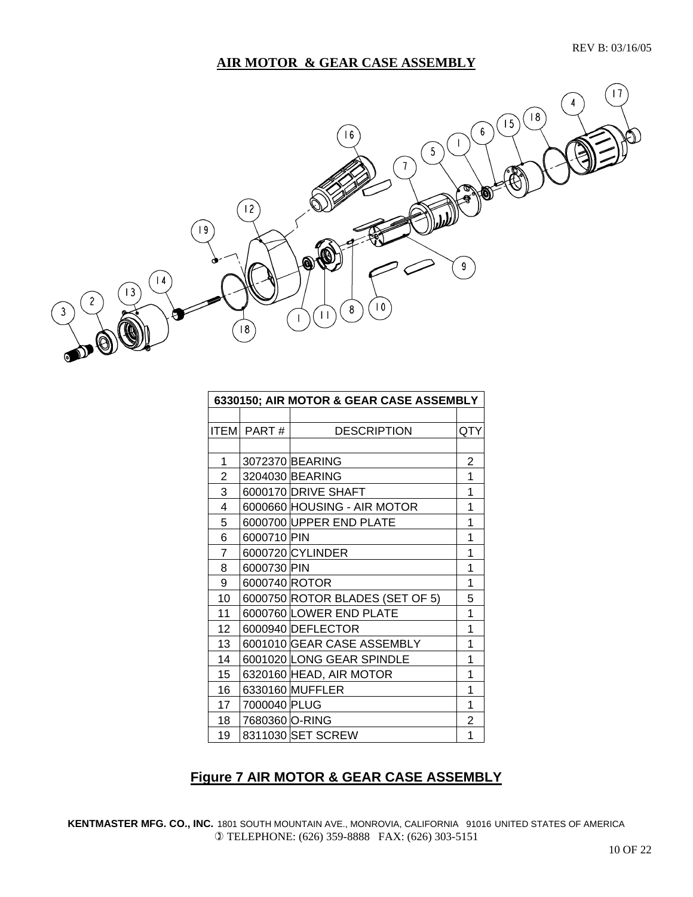REV B: 03/16/05

## AIR MOTOR & GEAR CASE ASSEMBLY

| 6330150; AIR MOTOR & GEAR CASE ASSEMBLY | | | |
|---|---|---|---|
| ITEM | PART # | DESCRIPTION | QTY |
| 1 | 3072370 | BEARING | 2 |
| 2 | 3204030 | BEARING | 1 |
| 3 | 6000170 | DRIVE SHAFT | 1 |
| 4 | 6000660 | HOUSING - AIR MOTOR | 1 |
| 5 | 6000700 | UPPER END PLATE | 1 |
| 6 | 6000710 | PIN | 1 |
| 7 | 6000720 | CYLINDER | 1 |
| 8 | 6000730 | PIN | 1 |
| 9 | 6000740 | ROTOR | 1 |
| 10 | 6000750 | ROTOR BLADES (SET OF 5) | 5 |
| 11 | 6000760 | LOWER END PLATE | 1 |
| 12 | 6000940 | DEFLECTOR | 1 |
| 13 | 6001010 | GEAR CASE ASSEMBLY | 1 |
| 14 | 6001020 | LONG GEAR SPINDLE | 1 |
| 15 | 6320160 | HEAD, AIR MOTOR | 1 |
| 16 | 6330160 | MUFFLER | 1 |
| 17 | 7000040 | PLUG | 1 |
| 18 | 7680360 | O-RING | 2 |
| 19 | 8311030 | SET SCREW | 1 |

**Figure 7 AIR MOTOR & GEAR CASE ASSEMBLY**

**KENTMASTER MFG. CO., INC.** 1801 SOUTH MOUNTAIN AVE., MONROVIA, CALIFORNIA 91016 UNITED STATES OF AMERICA
TELEPHONE: (626) 359-8888 FAX: (626) 303-5151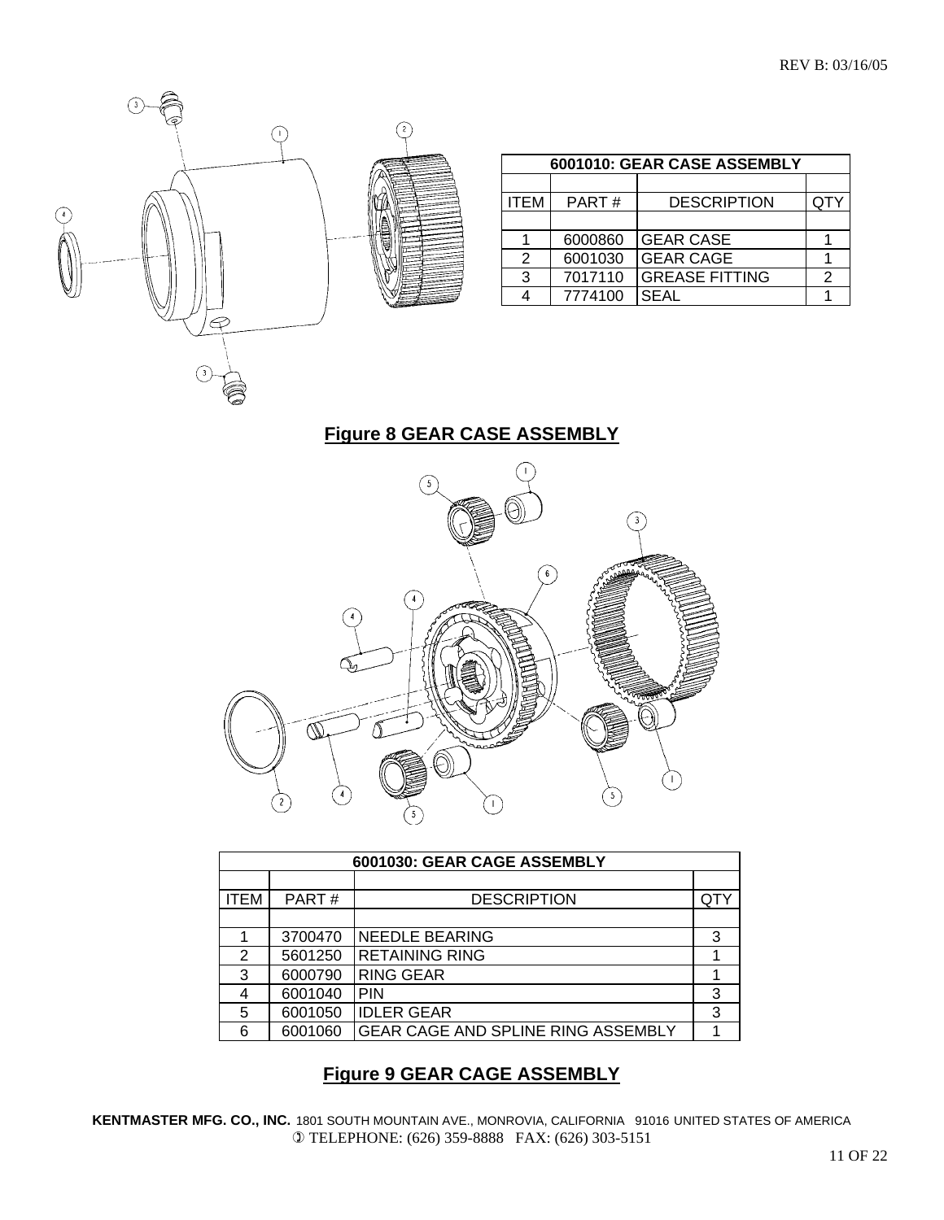| 6001010: GEAR CASE ASSEMBLY | | | |
|---|---|---|---|
| ITEM | PART # | DESCRIPTION | QTY |
| 1 | 6000860 | GEAR CASE | 1 |
| 2 | 6001030 | GEAR CAGE | 1 |
| 3 | 7017110 | GREASE FITTING | 2 |
| 4 | 7774100 | SEAL | 1 |

**Figure 8 GEAR CASE ASSEMBLY**

| 6001030: GEAR CAGE ASSEMBLY | | | |
|---|---|---|---|
| ITEM | PART # | DESCRIPTION | QTY |
| 1 | 3700470 | NEEDLE BEARING | 3 |
| 2 | 5601250 | RETAINING RING | 1 |
| 3 | 6000790 | RING GEAR | 1 |
| 4 | 6001040 | PIN | 3 |
| 5 | 6001050 | IDLER GEAR | 3 |
| 6 | 6001060 | GEAR CAGE AND SPLINE RING ASSEMBLY | 1 |

**Figure 9 GEAR CAGE ASSEMBLY**

**KENTMASTER MFG. CO., INC.** 1801 SOUTH MOUNTAIN AVE., MONROVIA, CALIFORNIA 91016 UNITED STATES OF AMERICA
TELEPHONE: (626) 359-8888 FAX: (626) 303-5151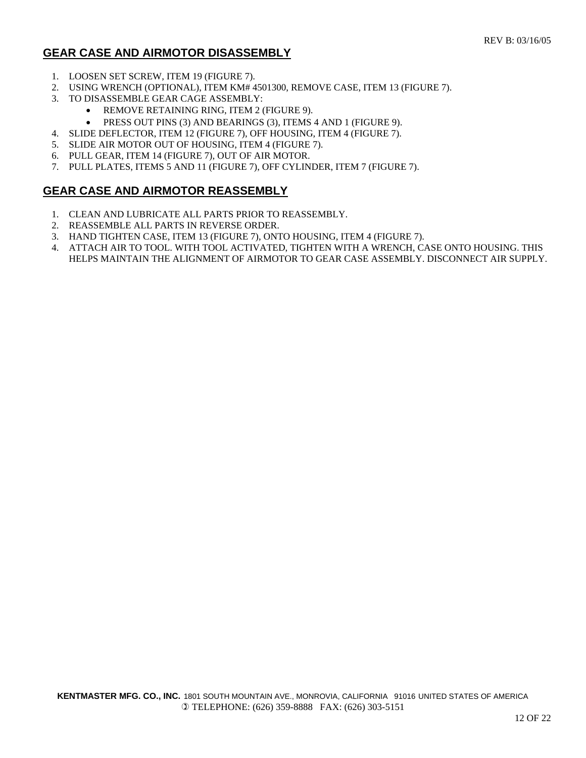## GEAR CASE AND AIRMOTOR DISASSEMBLY

1. LOOSEN SET SCREW, ITEM 19 (FIGURE 7).
2. USING WRENCH (OPTIONAL), ITEM KM# 4501300, REMOVE CASE, ITEM 13 (FIGURE 7).
3. TO DISASSEMBLE GEAR CAGE ASSEMBLY:
   - REMOVE RETAINING RING, ITEM 2 (FIGURE 9).
   - PRESS OUT PINS (3) AND BEARINGS (3), ITEMS 4 AND 1 (FIGURE 9).
4. SLIDE DEFLECTOR, ITEM 12 (FIGURE 7), OFF HOUSING, ITEM 4 (FIGURE 7).
5. SLIDE AIR MOTOR OUT OF HOUSING, ITEM 4 (FIGURE 7).
6. PULL GEAR, ITEM 14 (FIGURE 7), OUT OF AIR MOTOR.
7. PULL PLATES, ITEMS 5 AND 11 (FIGURE 7), OFF CYLINDER, ITEM 7 (FIGURE 7).

## GEAR CASE AND AIRMOTOR REASSEMBLY

1. CLEAN AND LUBRICATE ALL PARTS PRIOR TO REASSEMBLY.
2. REASSEMBLE ALL PARTS IN REVERSE ORDER.
3. HAND TIGHTEN CASE, ITEM 13 (FIGURE 7), ONTO HOUSING, ITEM 4 (FIGURE 7).
4. ATTACH AIR TO TOOL. WITH TOOL ACTIVATED, TIGHTEN WITH A WRENCH, CASE ONTO HOUSING. THIS HELPS MAINTAIN THE ALIGNMENT OF AIRMOTOR TO GEAR CASE ASSEMBLY. DISCONNECT AIR SUPPLY.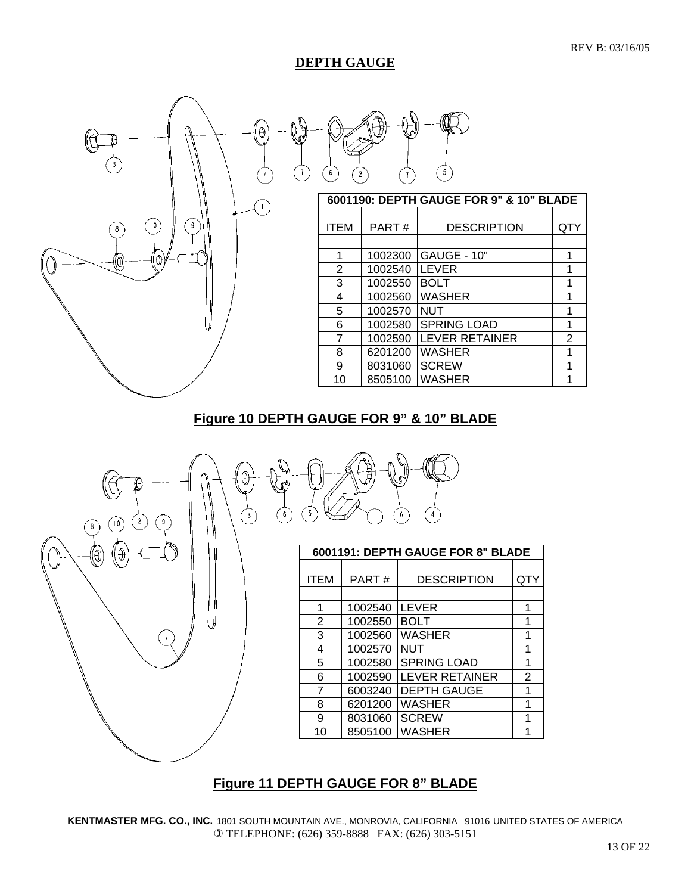# DEPTH GAUGE

| 6001190: DEPTH GAUGE FOR 9" & 10" BLADE | | | |
|---|---|---|---|
| ITEM | PART # | DESCRIPTION | QTY |
| 1 | 1002300 | GAUGE - 10" | 1 |
| 2 | 1002540 | LEVER | 1 |
| 3 | 1002550 | BOLT | 1 |
| 4 | 1002560 | WASHER | 1 |
| 5 | 1002570 | NUT | 1 |
| 6 | 1002580 | SPRING LOAD | 1 |
| 7 | 1002590 | LEVER RETAINER | 2 |
| 8 | 6201200 | WASHER | 1 |
| 9 | 8031060 | SCREW | 1 |
| 10 | 8505100 | WASHER | 1 |

**Figure 10 DEPTH GAUGE FOR 9" & 10" BLADE**

| 6001191: DEPTH GAUGE FOR 8" BLADE | | | |
|---|---|---|---|
| ITEM | PART # | DESCRIPTION | QTY |
| 1 | 1002540 | LEVER | 1 |
| 2 | 1002550 | BOLT | 1 |
| 3 | 1002560 | WASHER | 1 |
| 4 | 1002570 | NUT | 1 |
| 5 | 1002580 | SPRING LOAD | 1 |
| 6 | 1002590 | LEVER RETAINER | 2 |
| 7 | 6003240 | DEPTH GAUGE | 1 |
| 8 | 6201200 | WASHER | 1 |
| 9 | 8031060 | SCREW | 1 |
| 10 | 8505100 | WASHER | 1 |

**Figure 11 DEPTH GAUGE FOR 8" BLADE**

**KENTMASTER MFG. CO., INC.** 1801 SOUTH MOUNTAIN AVE., MONROVIA, CALIFORNIA 91016 UNITED STATES OF AMERICA
TELEPHONE: (626) 359-8888 FAX: (626) 303-5151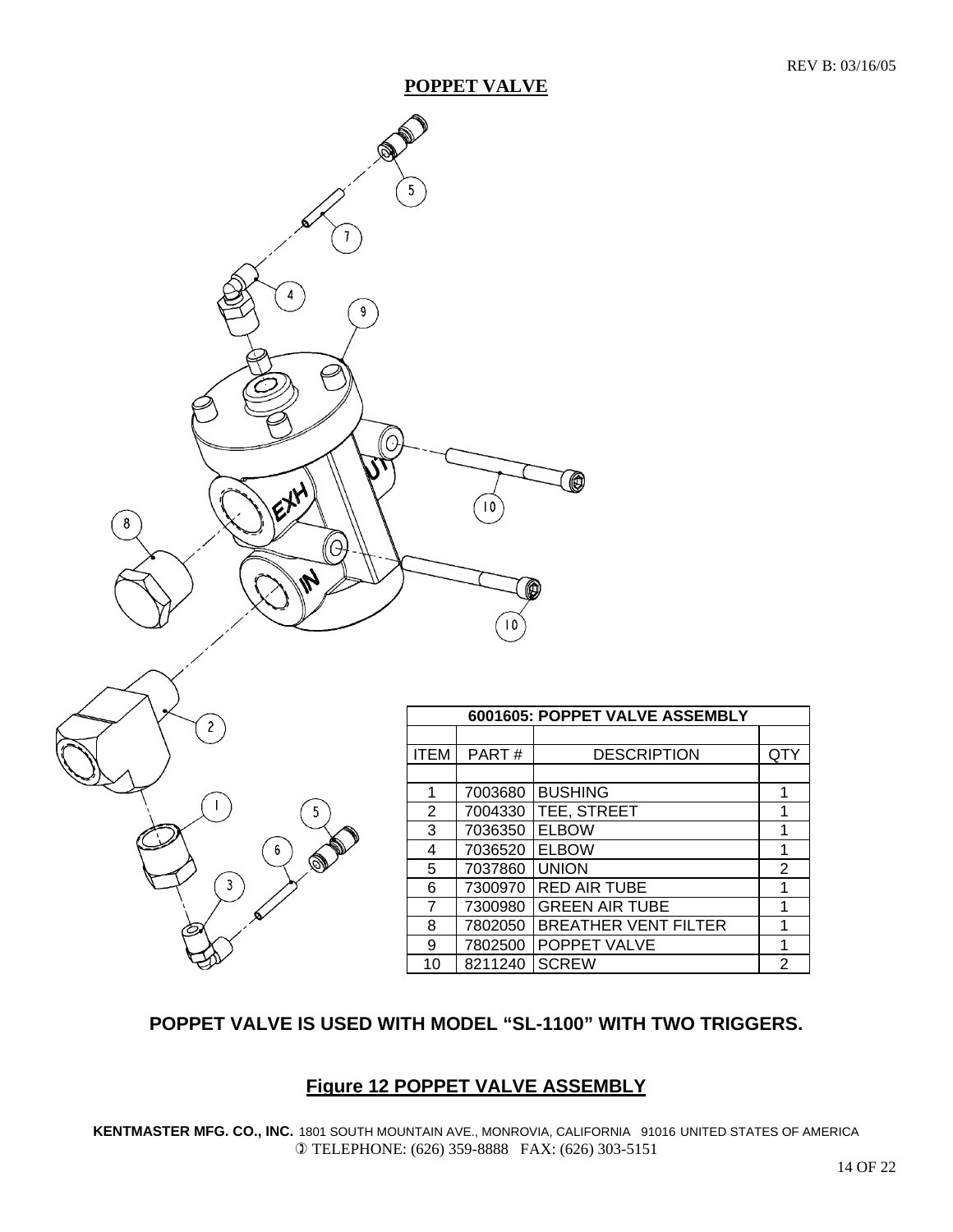REV B: 03/16/05

# POPPET VALVE

| 6001605: POPPET VALVE ASSEMBLY | | | |
|---|---|---|---|
| ITEM | PART # | DESCRIPTION | QTY |
| 1 | 7003680 | BUSHING | 1 |
| 2 | 7004330 | TEE, STREET | 1 |
| 3 | 7036350 | ELBOW | 1 |
| 4 | 7036520 | ELBOW | 1 |
| 5 | 7037860 | UNION | 2 |
| 6 | 7300970 | RED AIR TUBE | 1 |
| 7 | 7300980 | GREEN AIR TUBE | 1 |
| 8 | 7802050 | BREATHER VENT FILTER | 1 |
| 9 | 7802500 | POPPET VALVE | 1 |
| 10 | 8211240 | SCREW | 2 |

**POPPET VALVE IS USED WITH MODEL "SL-1100" WITH TWO TRIGGERS.**

## Figure 12 POPPET VALVE ASSEMBLY

**KENTMASTER MFG. CO., INC.** 1801 SOUTH MOUNTAIN AVE., MONROVIA, CALIFORNIA 91016 UNITED STATES OF AMERICA
TELEPHONE: (626) 359-8888 FAX: (626) 303-5151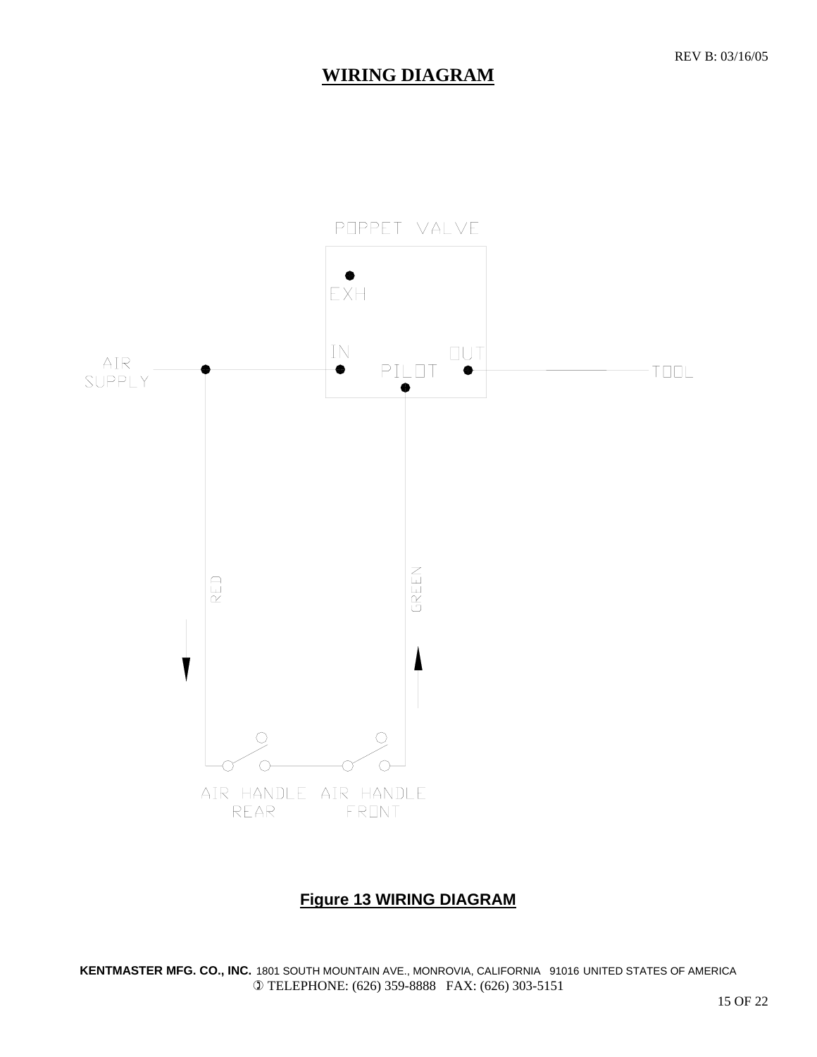# WIRING DIAGRAM

POPPET VALVE

EXH

IN

PILOT

OUT

AIR SUPPLY

TOOL

RED

GREEN

AIR HANDLE REAR

AIR HANDLE FRONT

**Figure 13 WIRING DIAGRAM**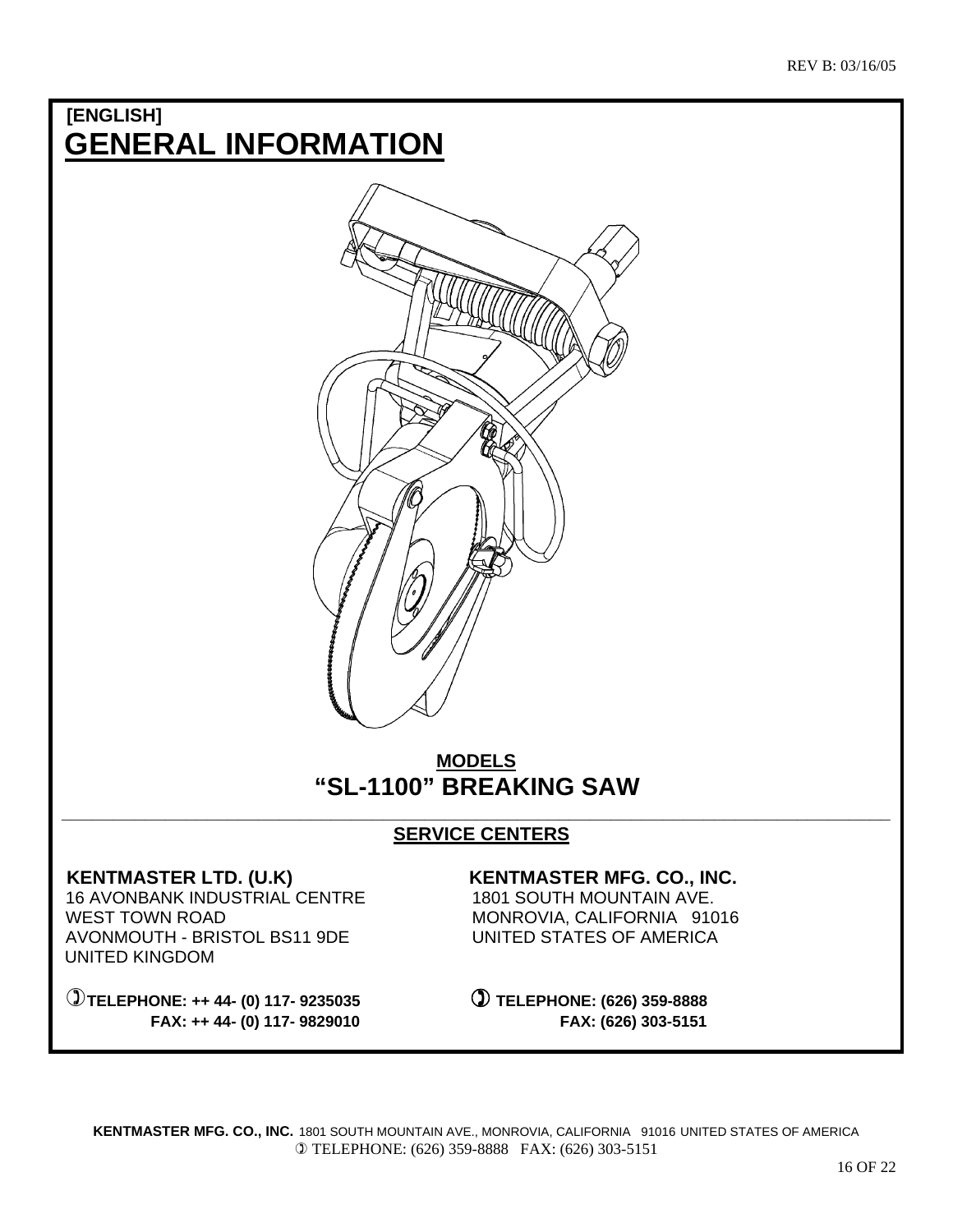REV B: 03/16/05

**[ENGLISH]**

# GENERAL INFORMATION

## MODELS
## "SL-1100" BREAKING SAW

---

## SERVICE CENTERS

**KENTMASTER LTD. (U.K)**
16 AVONBANK INDUSTRIAL CENTRE
WEST TOWN ROAD
AVONMOUTH - BRISTOL BS11 9DE
UNITED KINGDOM

**TELEPHONE: ++ 44- (0) 117- 9235035**
**FAX: ++ 44- (0) 117- 9829010**

**KENTMASTER MFG. CO., INC.**
1801 SOUTH MOUNTAIN AVE.
MONROVIA, CALIFORNIA 91016
UNITED STATES OF AMERICA

**TELEPHONE: (626) 359-8888**
**FAX: (626) 303-5151**

**KENTMASTER MFG. CO., INC.** 1801 SOUTH MOUNTAIN AVE., MONROVIA, CALIFORNIA 91016 UNITED STATES OF AMERICA
TELEPHONE: (626) 359-8888 FAX: (626) 303-5151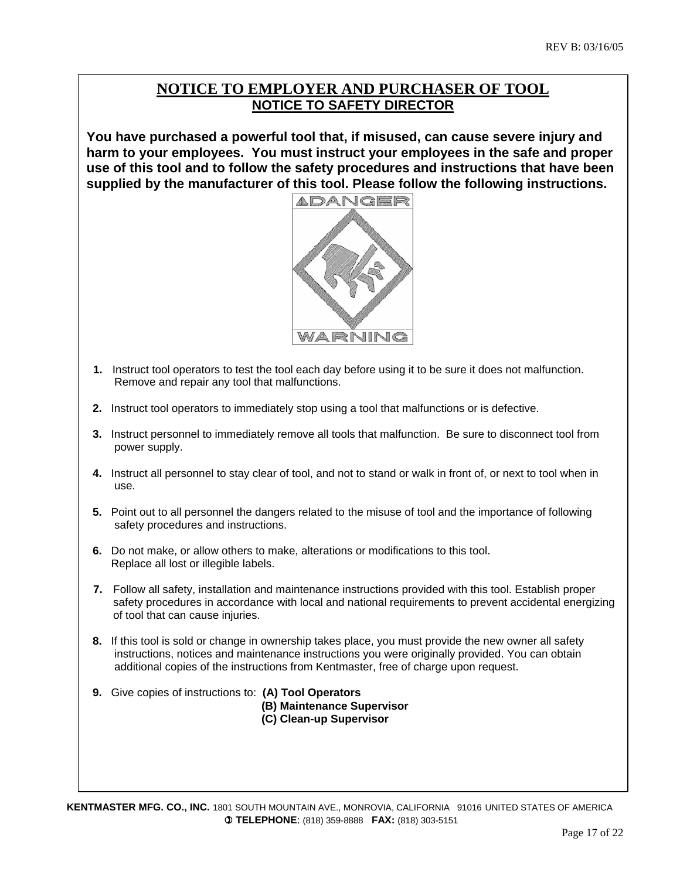# NOTICE TO EMPLOYER AND PURCHASER OF TOOL

## NOTICE TO SAFETY DIRECTOR

**You have purchased a powerful tool that, if misused, can cause severe injury and harm to your employees. You must instruct your employees in the safe and proper use of this tool and to follow the safety procedures and instructions that have been supplied by the manufacturer of this tool. Please follow the following instructions.**

DANGER

WARNING

1. Instruct tool operators to test the tool each day before using it to be sure it does not malfunction. Remove and repair any tool that malfunctions.
2. Instruct tool operators to immediately stop using a tool that malfunctions or is defective.
3. Instruct personnel to immediately remove all tools that malfunction. Be sure to disconnect tool from power supply.
4. Instruct all personnel to stay clear of tool, and not to stand or walk in front of, or next to tool when in use.
5. Point out to all personnel the dangers related to the misuse of tool and the importance of following safety procedures and instructions.
6. Do not make, or allow others to make, alterations or modifications to this tool. Replace all lost or illegible labels.
7. Follow all safety, installation and maintenance instructions provided with this tool. Establish proper safety procedures in accordance with local and national requirements to prevent accidental energizing of tool that can cause injuries.
8. If this tool is sold or change in ownership takes place, you must provide the new owner all safety instructions, notices and maintenance instructions you were originally provided. You can obtain additional copies of the instructions from Kentmaster, free of charge upon request.
9. Give copies of instructions to: **(A) Tool Operators**
   **(B) Maintenance Supervisor**
   **(C) Clean-up Supervisor**

**KENTMASTER MFG. CO., INC.** 1801 SOUTH MOUNTAIN AVE., MONROVIA, CALIFORNIA 91016 UNITED STATES OF AMERICA
**TELEPHONE:** (818) 359-8888 **FAX:** (818) 303-5151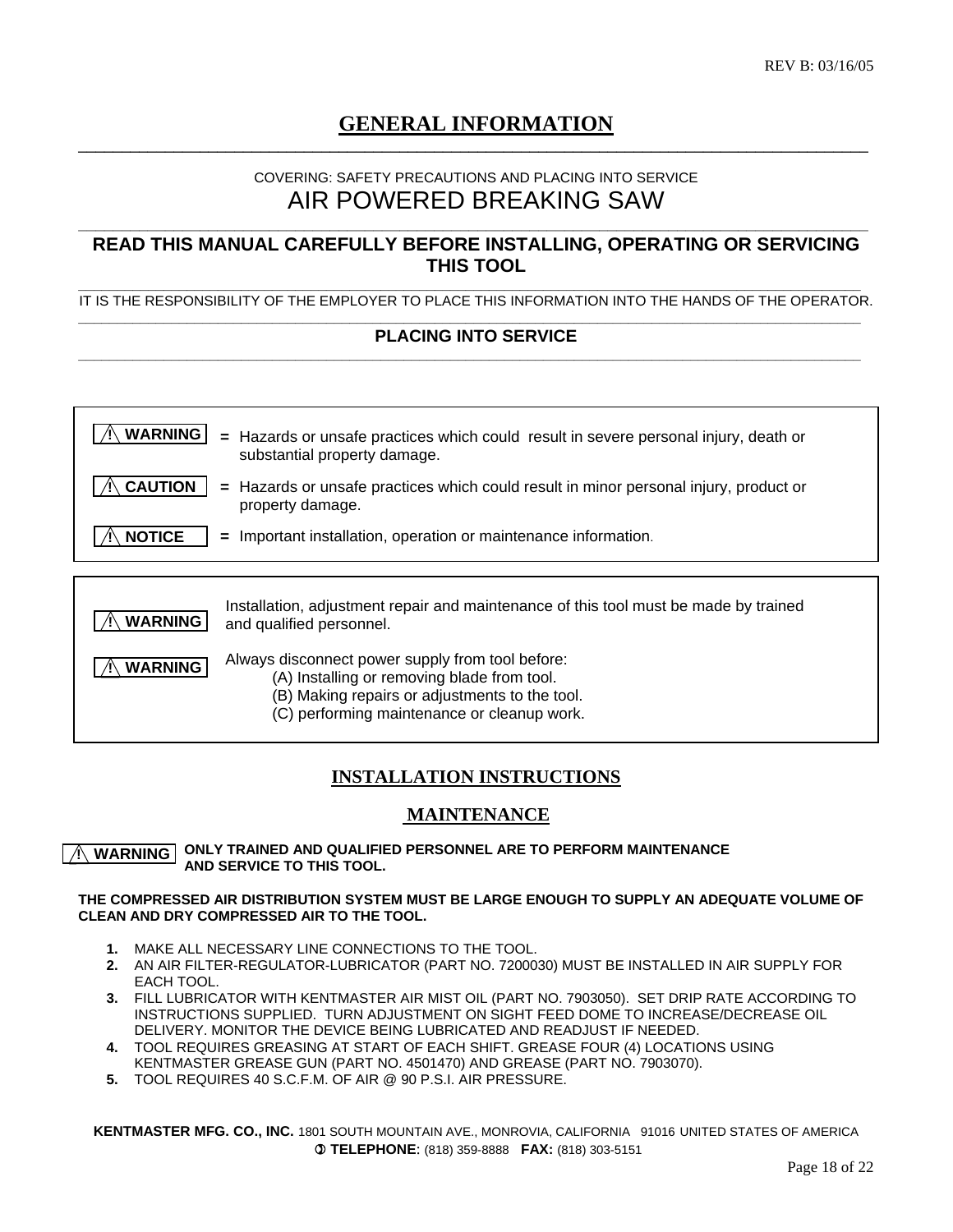REV B: 03/16/05

# GENERAL INFORMATION

COVERING: SAFETY PRECAUTIONS AND PLACING INTO SERVICE

## AIR POWERED BREAKING SAW

**READ THIS MANUAL CAREFULLY BEFORE INSTALLING, OPERATING OR SERVICING THIS TOOL**

IT IS THE RESPONSIBILITY OF THE EMPLOYER TO PLACE THIS INFORMATION INTO THE HANDS OF THE OPERATOR.

**PLACING INTO SERVICE**

| | |
|---|---|
| **⚠ WARNING** | = Hazards or unsafe practices which could result in severe personal injury, death or substantial property damage. |
| **⚠ CAUTION** | = Hazards or unsafe practices which could result in minor personal injury, product or property damage. |
| **⚠ NOTICE** | = Important installation, operation or maintenance information. |

| | |
|---|---|
| **⚠ WARNING** | Installation, adjustment repair and maintenance of this tool must be made by trained and qualified personnel. |
| **⚠ WARNING** | Always disconnect power supply from tool before:<br>(A) Installing or removing blade from tool.<br>(B) Making repairs or adjustments to the tool.<br>(C) performing maintenance or cleanup work. |

## INSTALLATION INSTRUCTIONS

## MAINTENANCE

**⚠ WARNING** **ONLY TRAINED AND QUALIFIED PERSONNEL ARE TO PERFORM MAINTENANCE AND SERVICE TO THIS TOOL.**

**THE COMPRESSED AIR DISTRIBUTION SYSTEM MUST BE LARGE ENOUGH TO SUPPLY AN ADEQUATE VOLUME OF CLEAN AND DRY COMPRESSED AIR TO THE TOOL.**

1. MAKE ALL NECESSARY LINE CONNECTIONS TO THE TOOL.
2. AN AIR FILTER-REGULATOR-LUBRICATOR (PART NO. 7200030) MUST BE INSTALLED IN AIR SUPPLY FOR EACH TOOL.
3. FILL LUBRICATOR WITH KENTMASTER AIR MIST OIL (PART NO. 7903050). SET DRIP RATE ACCORDING TO INSTRUCTIONS SUPPLIED. TURN ADJUSTMENT ON SIGHT FEED DOME TO INCREASE/DECREASE OIL DELIVERY. MONITOR THE DEVICE BEING LUBRICATED AND READJUST IF NEEDED.
4. TOOL REQUIRES GREASING AT START OF EACH SHIFT. GREASE FOUR (4) LOCATIONS USING KENTMASTER GREASE GUN (PART NO. 4501470) AND GREASE (PART NO. 7903070).
5. TOOL REQUIRES 40 S.C.F.M. OF AIR @ 90 P.S.I. AIR PRESSURE.

**KENTMASTER MFG. CO., INC.** 1801 SOUTH MOUNTAIN AVE., MONROVIA, CALIFORNIA 91016 UNITED STATES OF AMERICA
**TELEPHONE:** (818) 359-8888 **FAX:** (818) 303-5151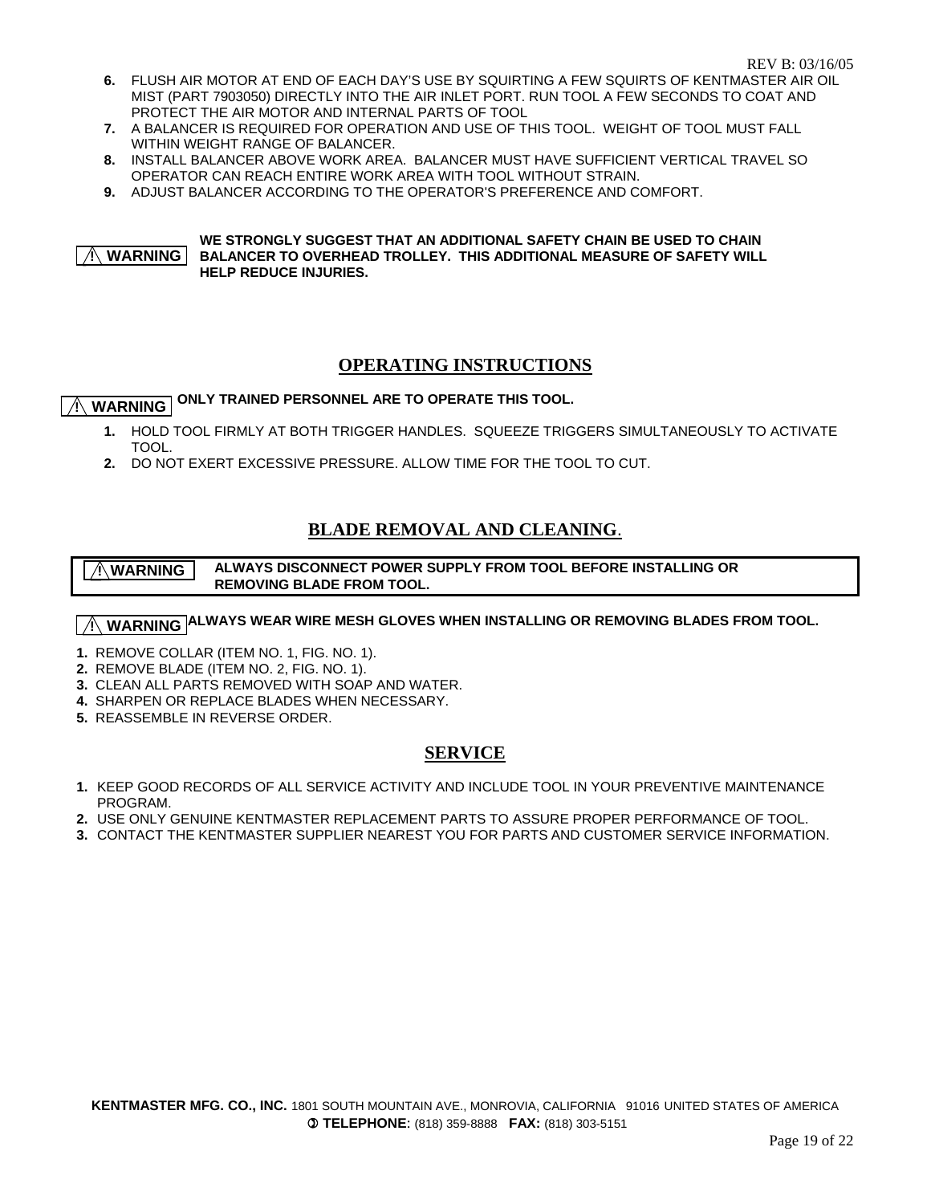6. FLUSH AIR MOTOR AT END OF EACH DAY'S USE BY SQUIRTING A FEW SQUIRTS OF KENTMASTER AIR OIL MIST (PART 7903050) DIRECTLY INTO THE AIR INLET PORT. RUN TOOL A FEW SECONDS TO COAT AND PROTECT THE AIR MOTOR AND INTERNAL PARTS OF TOOL
7. A BALANCER IS REQUIRED FOR OPERATION AND USE OF THIS TOOL. WEIGHT OF TOOL MUST FALL WITHIN WEIGHT RANGE OF BALANCER.
8. INSTALL BALANCER ABOVE WORK AREA. BALANCER MUST HAVE SUFFICIENT VERTICAL TRAVEL SO OPERATOR CAN REACH ENTIRE WORK AREA WITH TOOL WITHOUT STRAIN.
9. ADJUST BALANCER ACCORDING TO THE OPERATOR'S PREFERENCE AND COMFORT.

**⚠ WARNING** **WE STRONGLY SUGGEST THAT AN ADDITIONAL SAFETY CHAIN BE USED TO CHAIN BALANCER TO OVERHEAD TROLLEY. THIS ADDITIONAL MEASURE OF SAFETY WILL HELP REDUCE INJURIES.**

## OPERATING INSTRUCTIONS

**⚠ WARNING** **ONLY TRAINED PERSONNEL ARE TO OPERATE THIS TOOL.**

1. HOLD TOOL FIRMLY AT BOTH TRIGGER HANDLES. SQUEEZE TRIGGERS SIMULTANEOUSLY TO ACTIVATE TOOL.
2. DO NOT EXERT EXCESSIVE PRESSURE. ALLOW TIME FOR THE TOOL TO CUT.

## BLADE REMOVAL AND CLEANING.

**⚠ WARNING** **ALWAYS DISCONNECT POWER SUPPLY FROM TOOL BEFORE INSTALLING OR REMOVING BLADE FROM TOOL.**

**⚠ WARNING** **ALWAYS WEAR WIRE MESH GLOVES WHEN INSTALLING OR REMOVING BLADES FROM TOOL.**

1. REMOVE COLLAR (ITEM NO. 1, FIG. NO. 1).
2. REMOVE BLADE (ITEM NO. 2, FIG. NO. 1).
3. CLEAN ALL PARTS REMOVED WITH SOAP AND WATER.
4. SHARPEN OR REPLACE BLADES WHEN NECESSARY.
5. REASSEMBLE IN REVERSE ORDER.

## SERVICE

1. KEEP GOOD RECORDS OF ALL SERVICE ACTIVITY AND INCLUDE TOOL IN YOUR PREVENTIVE MAINTENANCE PROGRAM.
2. USE ONLY GENUINE KENTMASTER REPLACEMENT PARTS TO ASSURE PROPER PERFORMANCE OF TOOL.
3. CONTACT THE KENTMASTER SUPPLIER NEAREST YOU FOR PARTS AND CUSTOMER SERVICE INFORMATION.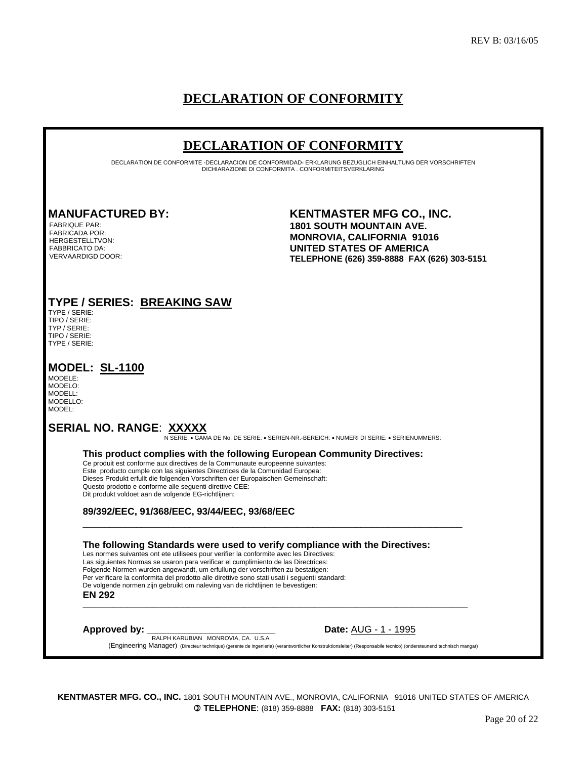REV B: 03/16/05

# DECLARATION OF CONFORMITY

## DECLARATION OF CONFORMITY

DECLARATION DE CONFORMITE -DECLARACION DE CONFORMIDAD- ERKLARUNG BEZUGLICH EINHALTUNG DER VORSCHRIFTEN
DICHIARAZIONE DI CONFORMITA . CONFORMITEITSVERKLARING

**MANUFACTURED BY:**
FABRIQUE PAR:
FABRICADA POR:
HERGESTELLTVON:
FABBRICATO DA:
VERVAARDIGD DOOR:

**KENTMASTER MFG CO., INC.**
**1801 SOUTH MOUNTAIN AVE.**
**MONROVIA, CALIFORNIA 91016**
**UNITED STATES OF AMERICA**
**TELEPHONE (626) 359-8888 FAX (626) 303-5151**

**TYPE / SERIES: BREAKING SAW**
TYPE / SERIE:
TIPO / SERIE:
TYP / SERIE:
TIPO / SERIE:
TYPE / SERIE:

**MODEL: SL-1100**
MODELE:
MODELO:
MODELL:
MODELLO:
MODEL:

**SERIAL NO. RANGE: XXXXX**
N SERIE: • GAMA DE No. DE SERIE: • SERIEN-NR.-BEREICH: • NUMERI DI SERIE: • SERIENUMMERS:

**This product complies with the following European Community Directives:**
Ce produit est conforme aux directives de la Communaute europeenne suivantes:
Este producto cumple con las siguientes Directrices de la Comunidad Europea:
Dieses Produkt erfullt die folgenden Vorschriften der Europaischen Gemeinschaft:
Questo prodotto e conforme alle seguenti direttive CEE:
Dit produkt voldoet aan de volgende EG-richtlijnen:

**89/392/EEC, 91/368/EEC, 93/44/EEC, 93/68/EEC**

---

**The following Standards were used to verify compliance with the Directives:**
Les normes suivantes ont ete utilisees pour verifier la conformite avec les Directives:
Las siguientes Normas se usaron para verificar el cumplimiento de las Directrices:
Folgende Normen wurden angewandt, um erfullung der vorschriften zu bestatigen:
Per verificare la conformita del prodotto alle direttive sono stati usati i seguenti standard:
De volgende normen zijn gebruikt om naleving van de richtlijnen te bevestigen:
**EN 292**

---

**Approved by:** ____________________________ **Date:** AUG - 1 - 1995
RALPH KARUBIAN MONROVIA, CA. U.S.A
(Engineering Manager) (Directeur technique) (gerente de ingenieria) (verantwortlicher Konstruktionsleiter) (Responsabile tecnico) (ondersteunend technisch mangar)

**KENTMASTER MFG. CO., INC.** 1801 SOUTH MOUNTAIN AVE., MONROVIA, CALIFORNIA 91016 UNITED STATES OF AMERICA
**TELEPHONE**: (818) 359-8888 **FAX:** (818) 303-5151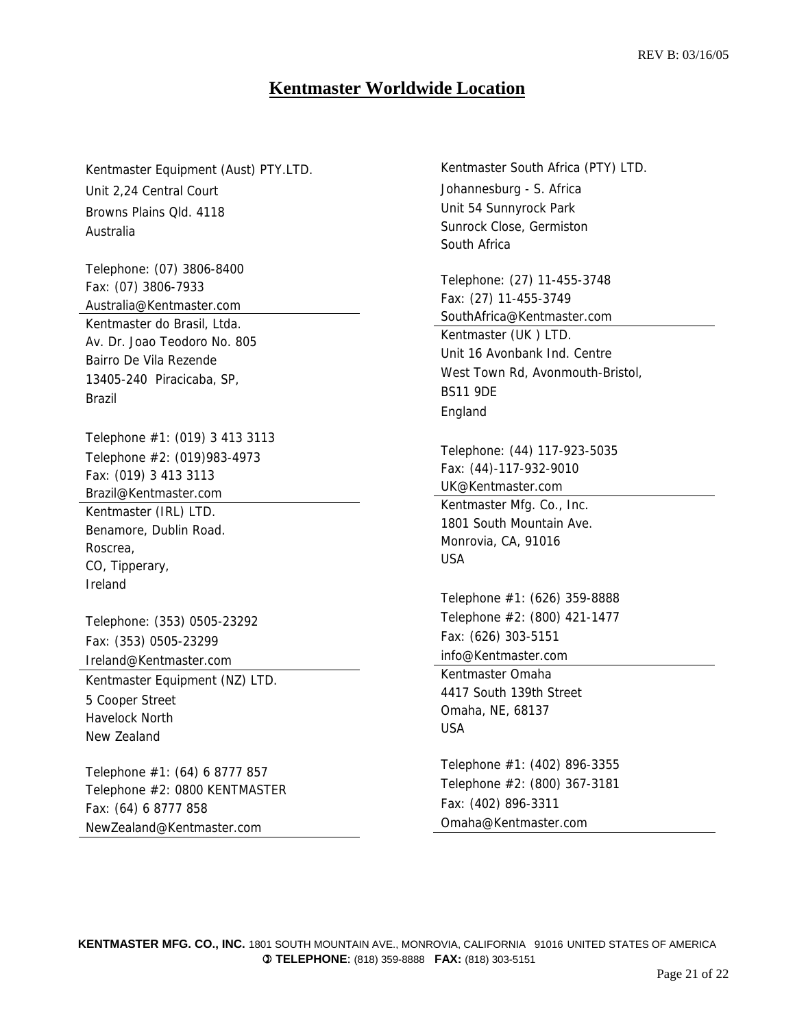# Kentmaster Worldwide Location

Kentmaster Equipment (Aust) PTY.LTD.
Unit 2,24 Central Court
Browns Plains Qld. 4118
Australia

Telephone: (07) 3806-8400
Fax: (07) 3806-7933
Australia@Kentmaster.com

---

Kentmaster do Brasil, Ltda.
Av. Dr. Joao Teodoro No. 805
Bairro De Vila Rezende
13405-240 Piracicaba, SP,
Brazil

Telephone #1: (019) 3 413 3113
Telephone #2: (019)983-4973
Fax: (019) 3 413 3113
Brazil@Kentmaster.com

---

Kentmaster (IRL) LTD.
Benamore, Dublin Road.
Roscrea,
CO, Tipperary,
Ireland

Telephone: (353) 0505-23292
Fax: (353) 0505-23299
Ireland@Kentmaster.com

---

Kentmaster Equipment (NZ) LTD.
5 Cooper Street
Havelock North
New Zealand

Telephone #1: (64) 6 8777 857
Telephone #2: 0800 KENTMASTER
Fax: (64) 6 8777 858
NewZealand@Kentmaster.com

---

Kentmaster South Africa (PTY) LTD.
Johannesburg - S. Africa
Unit 54 Sunnyrock Park
Sunrock Close, Germiston
South Africa

Telephone: (27) 11-455-3748
Fax: (27) 11-455-3749
SouthAfrica@Kentmaster.com

---

Kentmaster (UK ) LTD.
Unit 16 Avonbank Ind. Centre
West Town Rd, Avonmouth-Bristol,
BS11 9DE
England

Telephone: (44) 117-923-5035
Fax: (44)-117-932-9010
UK@Kentmaster.com

---

Kentmaster Mfg. Co., Inc.
1801 South Mountain Ave.
Monrovia, CA, 91016
USA

Telephone #1: (626) 359-8888
Telephone #2: (800) 421-1477
Fax: (626) 303-5151
info@Kentmaster.com

---

Kentmaster Omaha
4417 South 139th Street
Omaha, NE, 68137
USA

Telephone #1: (402) 896-3355
Telephone #2: (800) 367-3181
Fax: (402) 896-3311
Omaha@Kentmaster.com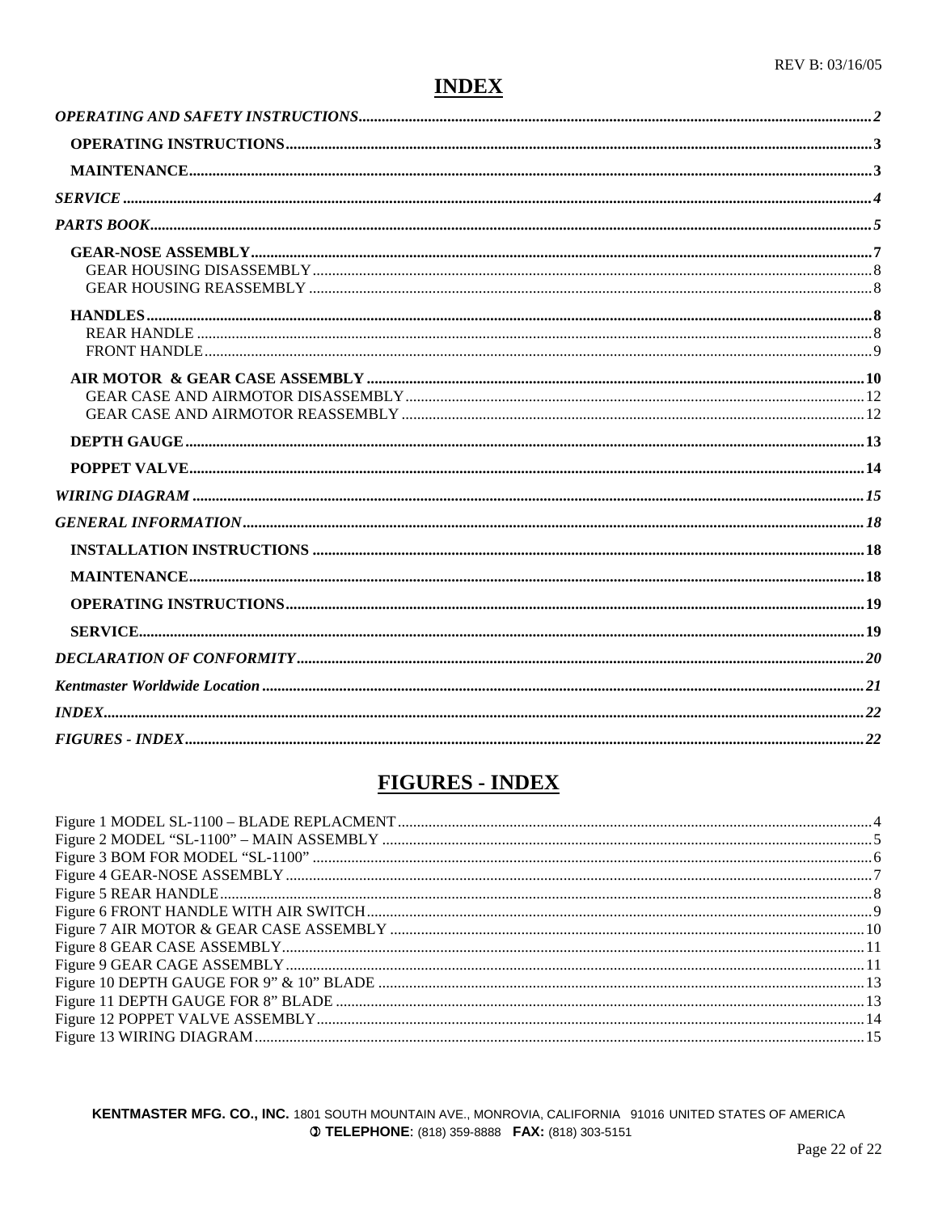REV B: 03/16/05

# INDEX

*OPERATING AND SAFETY INSTRUCTIONS* .......... *2*

**OPERATING INSTRUCTIONS** .......... **3**

**MAINTENANCE** .......... **3**

*SERVICE* .......... *4*

*PARTS BOOK* .......... *5*

**GEAR-NOSE ASSEMBLY** .......... **7**
GEAR HOUSING DISASSEMBLY .......... 8
GEAR HOUSING REASSEMBLY .......... 8

**HANDLES** .......... **8**
REAR HANDLE .......... 8
FRONT HANDLE .......... 9

**AIR MOTOR & GEAR CASE ASSEMBLY** .......... **10**
GEAR CASE AND AIRMOTOR DISASSEMBLY .......... 12
GEAR CASE AND AIRMOTOR REASSEMBLY .......... 12

**DEPTH GAUGE** .......... **13**

**POPPET VALVE** .......... **14**

*WIRING DIAGRAM* .......... *15*

*GENERAL INFORMATION* .......... *18*

**INSTALLATION INSTRUCTIONS** .......... **18**

**MAINTENANCE** .......... **18**

**OPERATING INSTRUCTIONS** .......... **19**

**SERVICE** .......... **19**

*DECLARATION OF CONFORMITY* .......... *20*

*Kentmaster Worldwide Location* .......... *21*

*INDEX* .......... *22*

*FIGURES - INDEX* .......... *22*

# FIGURES - INDEX

Figure 1 MODEL SL-1100 – BLADE REPLACMENT .......... 4
Figure 2 MODEL “SL-1100” – MAIN ASSEMBLY .......... 5
Figure 3 BOM FOR MODEL “SL-1100” .......... 6
Figure 4 GEAR-NOSE ASSEMBLY .......... 7
Figure 5 REAR HANDLE .......... 8
Figure 6 FRONT HANDLE WITH AIR SWITCH .......... 9
Figure 7 AIR MOTOR & GEAR CASE ASSEMBLY .......... 10
Figure 8 GEAR CASE ASSEMBLY .......... 11
Figure 9 GEAR CAGE ASSEMBLY .......... 11
Figure 10 DEPTH GAUGE FOR 9” & 10” BLADE .......... 13
Figure 11 DEPTH GAUGE FOR 8” BLADE .......... 13
Figure 12 POPPET VALVE ASSEMBLY .......... 14
Figure 13 WIRING DIAGRAM .......... 15

**KENTMASTER MFG. CO., INC.** 1801 SOUTH MOUNTAIN AVE., MONROVIA, CALIFORNIA 91016 UNITED STATES OF AMERICA
**TELEPHONE:** (818) 359-8888 **FAX:** (818) 303-5151